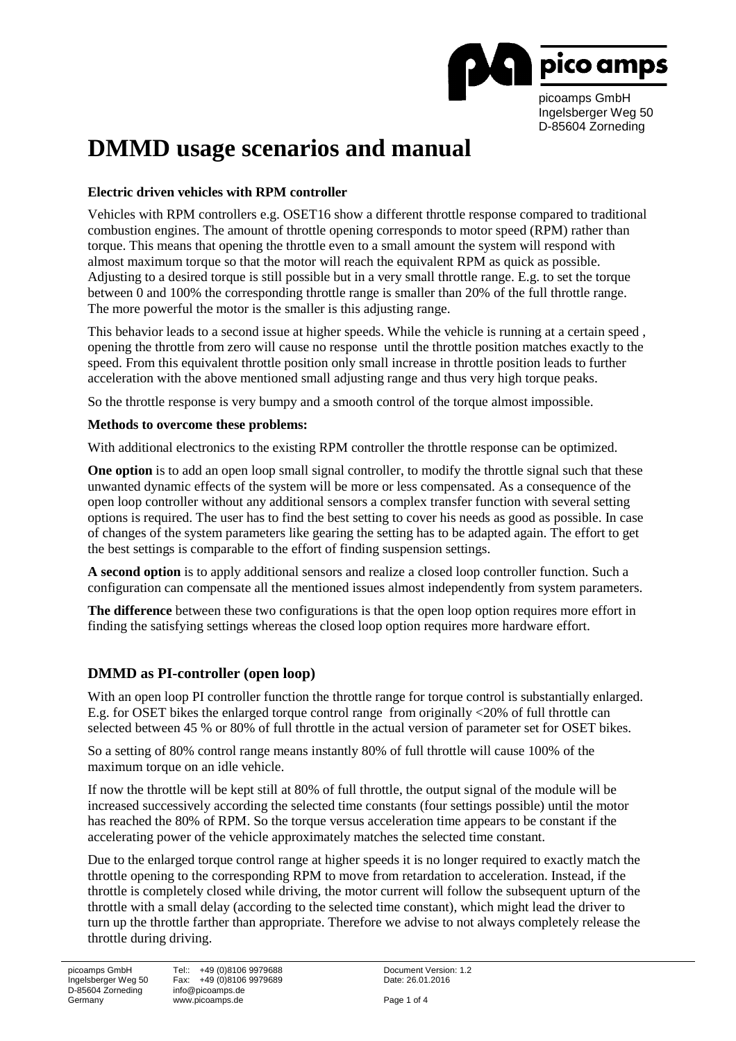picoamps GmbH
Ingelsberger Weg 50
D-85604 Zorneding

# DMMD usage scenarios and manual

**Electric driven vehicles with RPM controller**

Vehicles with RPM controllers e.g. OSET16 show a different throttle response compared to traditional combustion engines. The amount of throttle opening corresponds to motor speed (RPM) rather than torque. This means that opening the throttle even to a small amount the system will respond with almost maximum torque so that the motor will reach the equivalent RPM as quick as possible. Adjusting to a desired torque is still possible but in a very small throttle range. E.g. to set the torque between 0 and 100% the corresponding throttle range is smaller than 20% of the full throttle range. The more powerful the motor is the smaller is this adjusting range.

This behavior leads to a second issue at higher speeds. While the vehicle is running at a certain speed , opening the throttle from zero will cause no response until the throttle position matches exactly to the speed. From this equivalent throttle position only small increase in throttle position leads to further acceleration with the above mentioned small adjusting range and thus very high torque peaks.

So the throttle response is very bumpy and a smooth control of the torque almost impossible.

**Methods to overcome these problems:**

With additional electronics to the existing RPM controller the throttle response can be optimized.

**One option** is to add an open loop small signal controller, to modify the throttle signal such that these unwanted dynamic effects of the system will be more or less compensated. As a consequence of the open loop controller without any additional sensors a complex transfer function with several setting options is required. The user has to find the best setting to cover his needs as good as possible. In case of changes of the system parameters like gearing the setting has to be adapted again. The effort to get the best settings is comparable to the effort of finding suspension settings.

**A second option** is to apply additional sensors and realize a closed loop controller function. Such a configuration can compensate all the mentioned issues almost independently from system parameters.

**The difference** between these two configurations is that the open loop option requires more effort in finding the satisfying settings whereas the closed loop option requires more hardware effort.

## DMMD as PI-controller (open loop)

With an open loop PI controller function the throttle range for torque control is substantially enlarged. E.g. for OSET bikes the enlarged torque control range from originally <20% of full throttle can selected between 45 % or 80% of full throttle in the actual version of parameter set for OSET bikes.

So a setting of 80% control range means instantly 80% of full throttle will cause 100% of the maximum torque on an idle vehicle.

If now the throttle will be kept still at 80% of full throttle, the output signal of the module will be increased successively according the selected time constants (four settings possible) until the motor has reached the 80% of RPM. So the torque versus acceleration time appears to be constant if the accelerating power of the vehicle approximately matches the selected time constant.

Due to the enlarged torque control range at higher speeds it is no longer required to exactly match the throttle opening to the corresponding RPM to move from retardation to acceleration. Instead, if the throttle is completely closed while driving, the motor current will follow the subsequent upturn of the throttle with a small delay (according to the selected time constant), which might lead the driver to turn up the throttle farther than appropriate. Therefore we advise to not always completely release the throttle during driving.

picoamps GmbH
Ingelsberger Weg 50
D-85604 Zorneding
Germany

Tel:: +49 (0)8106 9979688
Fax: +49 (0)8106 9979689
info@picoamps.de
www.picoamps.de

Document Version: 1.2
Date: 26.01.2016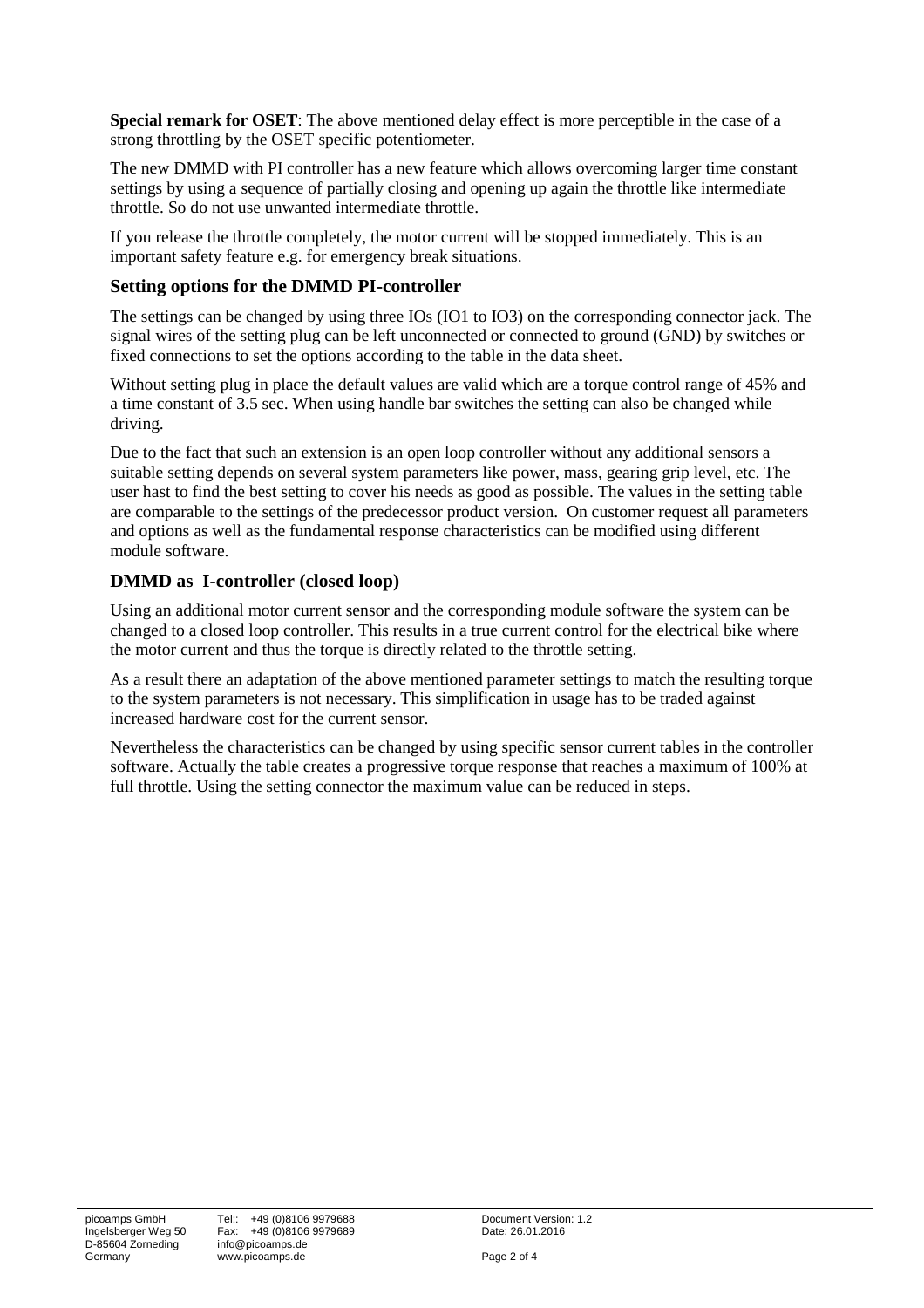**Special remark for OSET**: The above mentioned delay effect is more perceptible in the case of a strong throttling by the OSET specific potentiometer.

The new DMMD with PI controller has a new feature which allows overcoming larger time constant settings by using a sequence of partially closing and opening up again the throttle like intermediate throttle. So do not use unwanted intermediate throttle.

If you release the throttle completely, the motor current will be stopped immediately. This is an important safety feature e.g. for emergency break situations.

## Setting options for the DMMD PI-controller

The settings can be changed by using three IOs (IO1 to IO3) on the corresponding connector jack. The signal wires of the setting plug can be left unconnected or connected to ground (GND) by switches or fixed connections to set the options according to the table in the data sheet.

Without setting plug in place the default values are valid which are a torque control range of 45% and a time constant of 3.5 sec. When using handle bar switches the setting can also be changed while driving.

Due to the fact that such an extension is an open loop controller without any additional sensors a suitable setting depends on several system parameters like power, mass, gearing grip level, etc. The user hast to find the best setting to cover his needs as good as possible. The values in the setting table are comparable to the settings of the predecessor product version. On customer request all parameters and options as well as the fundamental response characteristics can be modified using different module software.

## DMMD as I-controller (closed loop)

Using an additional motor current sensor and the corresponding module software the system can be changed to a closed loop controller. This results in a true current control for the electrical bike where the motor current and thus the torque is directly related to the throttle setting.

As a result there an adaptation of the above mentioned parameter settings to match the resulting torque to the system parameters is not necessary. This simplification in usage has to be traded against increased hardware cost for the current sensor.

Nevertheless the characteristics can be changed by using specific sensor current tables in the controller software. Actually the table creates a progressive torque response that reaches a maximum of 100% at full throttle. Using the setting connector the maximum value can be reduced in steps.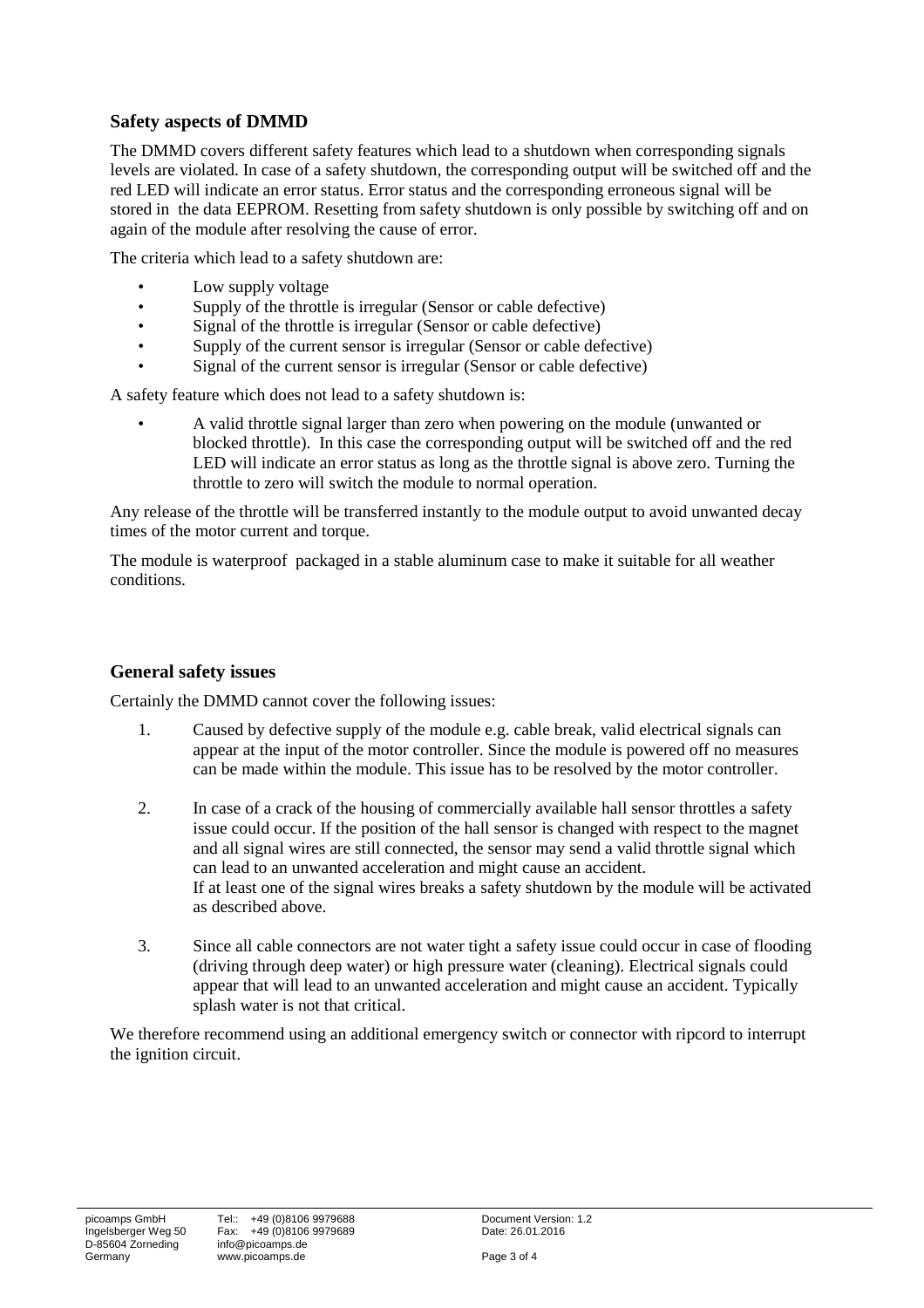## Safety aspects of DMMD

The DMMD covers different safety features which lead to a shutdown when corresponding signals levels are violated. In case of a safety shutdown, the corresponding output will be switched off and the red LED will indicate an error status. Error status and the corresponding erroneous signal will be stored in the data EEPROM. Resetting from safety shutdown is only possible by switching off and on again of the module after resolving the cause of error.

The criteria which lead to a safety shutdown are:

- Low supply voltage
- Supply of the throttle is irregular (Sensor or cable defective)
- Signal of the throttle is irregular (Sensor or cable defective)
- Supply of the current sensor is irregular (Sensor or cable defective)
- Signal of the current sensor is irregular (Sensor or cable defective)

A safety feature which does not lead to a safety shutdown is:

- A valid throttle signal larger than zero when powering on the module (unwanted or blocked throttle). In this case the corresponding output will be switched off and the red LED will indicate an error status as long as the throttle signal is above zero. Turning the throttle to zero will switch the module to normal operation.

Any release of the throttle will be transferred instantly to the module output to avoid unwanted decay times of the motor current and torque.

The module is waterproof packaged in a stable aluminum case to make it suitable for all weather conditions.

## General safety issues

Certainly the DMMD cannot cover the following issues:

1. Caused by defective supply of the module e.g. cable break, valid electrical signals can appear at the input of the motor controller. Since the module is powered off no measures can be made within the module. This issue has to be resolved by the motor controller.

2. In case of a crack of the housing of commercially available hall sensor throttles a safety issue could occur. If the position of the hall sensor is changed with respect to the magnet and all signal wires are still connected, the sensor may send a valid throttle signal which can lead to an unwanted acceleration and might cause an accident.
   If at least one of the signal wires breaks a safety shutdown by the module will be activated as described above.

3. Since all cable connectors are not water tight a safety issue could occur in case of flooding (driving through deep water) or high pressure water (cleaning). Electrical signals could appear that will lead to an unwanted acceleration and might cause an accident. Typically splash water is not that critical.

We therefore recommend using an additional emergency switch or connector with ripcord to interrupt the ignition circuit.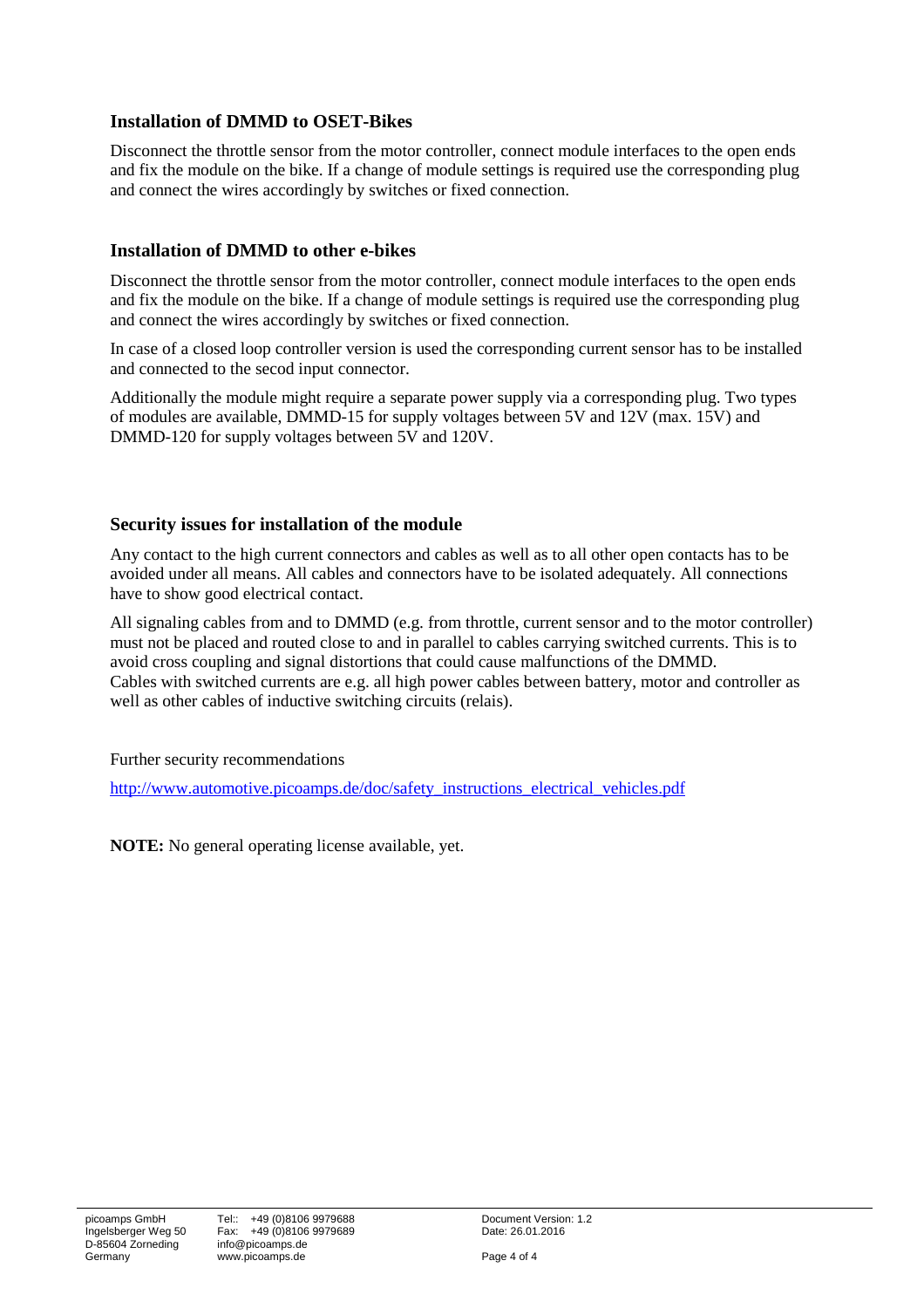### Installation of DMMD to OSET-Bikes

Disconnect the throttle sensor from the motor controller, connect module interfaces to the open ends and fix the module on the bike. If a change of module settings is required use the corresponding plug and connect the wires accordingly by switches or fixed connection.

### Installation of DMMD to other e-bikes

Disconnect the throttle sensor from the motor controller, connect module interfaces to the open ends and fix the module on the bike. If a change of module settings is required use the corresponding plug and connect the wires accordingly by switches or fixed connection.

In case of a closed loop controller version is used the corresponding current sensor has to be installed and connected to the secod input connector.

Additionally the module might require a separate power supply via a corresponding plug. Two types of modules are available, DMMD-15 for supply voltages between 5V and 12V (max. 15V) and DMMD-120 for supply voltages between 5V and 120V.

### Security issues for installation of the module

Any contact to the high current connectors and cables as well as to all other open contacts has to be avoided under all means. All cables and connectors have to be isolated adequately. All connections have to show good electrical contact.

All signaling cables from and to DMMD (e.g. from throttle, current sensor and to the motor controller) must not be placed and routed close to and in parallel to cables carrying switched currents. This is to avoid cross coupling and signal distortions that could cause malfunctions of the DMMD.
Cables with switched currents are e.g. all high power cables between battery, motor and controller as well as other cables of inductive switching circuits (relais).

Further security recommendations

http://www.automotive.picoamps.de/doc/safety_instructions_electrical_vehicles.pdf

**NOTE:** No general operating license available, yet.